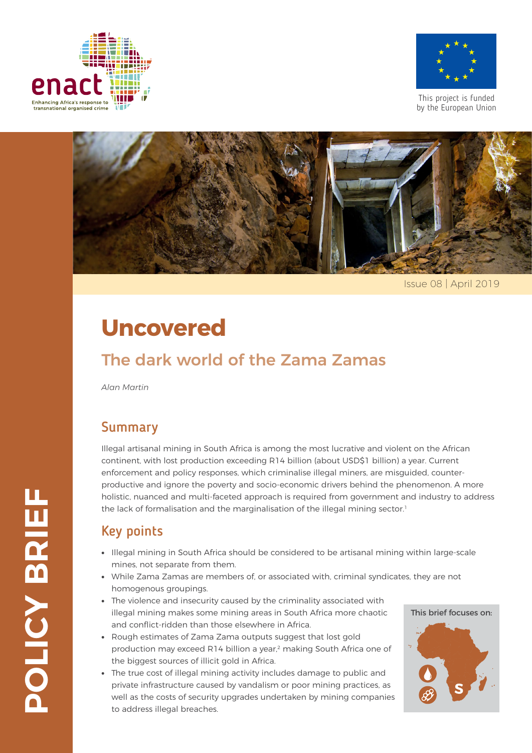enact

Enhancing Africa's response to transnational organised crime

This project is funded by the European Union

Issue 08 | April 2019

POLICY BRIEF

# Uncovered

## The dark world of the Zama Zamas

*Alan Martin*

## Summary

Illegal artisanal mining in South Africa is among the most lucrative and violent on the African continent, with lost production exceeding R14 billion (about USD$1 billion) a year. Current enforcement and policy responses, which criminalise illegal miners, are misguided, counter-productive and ignore the poverty and socio-economic drivers behind the phenomenon. A more holistic, nuanced and multi-faceted approach is required from government and industry to address the lack of formalisation and the marginalisation of the illegal mining sector.[1]

## Key points

- Illegal mining in South Africa should be considered to be artisanal mining within large-scale mines, not separate from them.
- While Zama Zamas are members of, or associated with, criminal syndicates, they are not homogenous groupings.
- The violence and insecurity caused by the criminality associated with illegal mining makes some mining areas in South Africa more chaotic and conflict-ridden than those elsewhere in Africa.
- Rough estimates of Zama Zama outputs suggest that lost gold production may exceed R14 billion a year,[2] making South Africa one of the biggest sources of illicit gold in Africa.
- The true cost of illegal mining activity includes damage to public and private infrastructure caused by vandalism or poor mining practices, as well as the costs of security upgrades undertaken by mining companies to address illegal breaches.

This brief focuses on: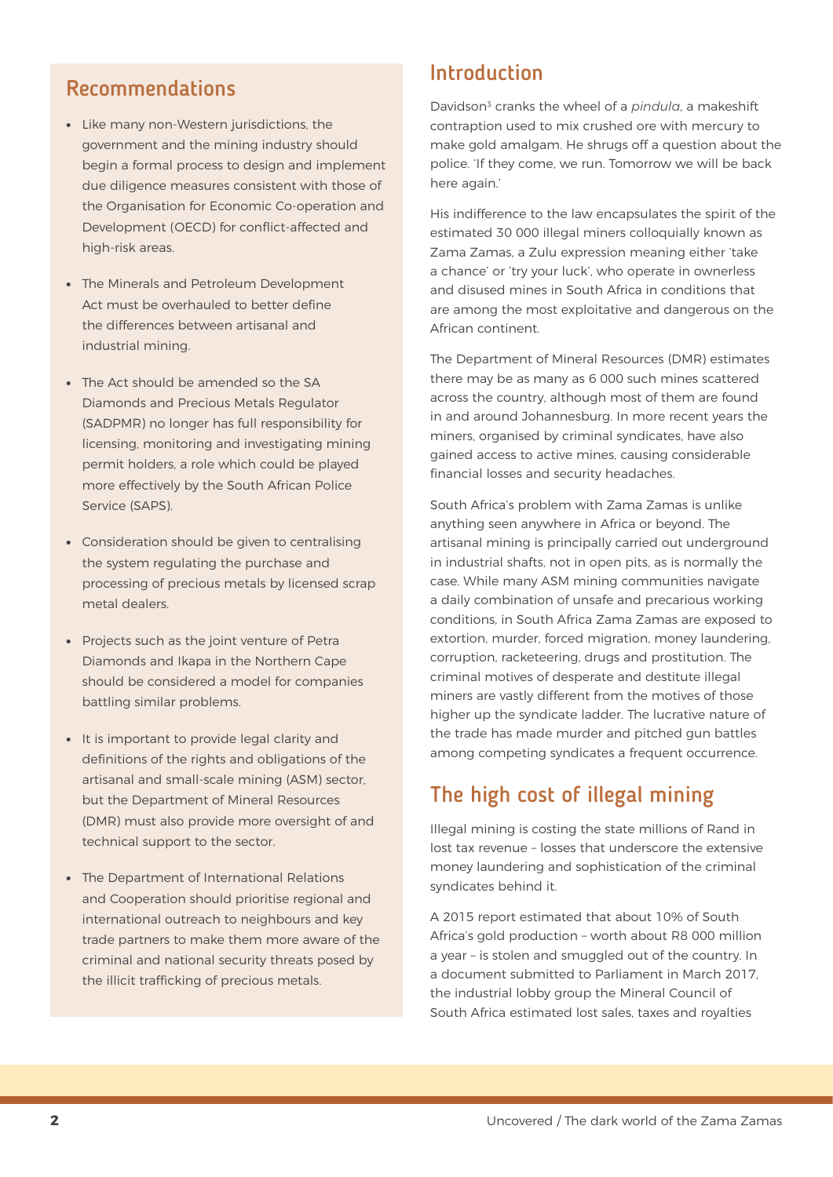## Recommendations

- Like many non-Western jurisdictions, the government and the mining industry should begin a formal process to design and implement due diligence measures consistent with those of the Organisation for Economic Co-operation and Development (OECD) for conflict-affected and high-risk areas.
- The Minerals and Petroleum Development Act must be overhauled to better define the differences between artisanal and industrial mining.
- The Act should be amended so the SA Diamonds and Precious Metals Regulator (SADPMR) no longer has full responsibility for licensing, monitoring and investigating mining permit holders, a role which could be played more effectively by the South African Police Service (SAPS).
- Consideration should be given to centralising the system regulating the purchase and processing of precious metals by licensed scrap metal dealers.
- Projects such as the joint venture of Petra Diamonds and Ikapa in the Northern Cape should be considered a model for companies battling similar problems.
- It is important to provide legal clarity and definitions of the rights and obligations of the artisanal and small-scale mining (ASM) sector, but the Department of Mineral Resources (DMR) must also provide more oversight of and technical support to the sector.
- The Department of International Relations and Cooperation should prioritise regional and international outreach to neighbours and key trade partners to make them more aware of the criminal and national security threats posed by the illicit trafficking of precious metals.

## Introduction

Davidson[3] cranks the wheel of a *pindula*, a makeshift contraption used to mix crushed ore with mercury to make gold amalgam. He shrugs off a question about the police. 'If they come, we run. Tomorrow we will be back here again.'

His indifference to the law encapsulates the spirit of the estimated 30 000 illegal miners colloquially known as Zama Zamas, a Zulu expression meaning either 'take a chance' or 'try your luck', who operate in ownerless and disused mines in South Africa in conditions that are among the most exploitative and dangerous on the African continent.

The Department of Mineral Resources (DMR) estimates there may be as many as 6 000 such mines scattered across the country, although most of them are found in and around Johannesburg. In more recent years the miners, organised by criminal syndicates, have also gained access to active mines, causing considerable financial losses and security headaches.

South Africa's problem with Zama Zamas is unlike anything seen anywhere in Africa or beyond. The artisanal mining is principally carried out underground in industrial shafts, not in open pits, as is normally the case. While many ASM mining communities navigate a daily combination of unsafe and precarious working conditions, in South Africa Zama Zamas are exposed to extortion, murder, forced migration, money laundering, corruption, racketeering, drugs and prostitution. The criminal motives of desperate and destitute illegal miners are vastly different from the motives of those higher up the syndicate ladder. The lucrative nature of the trade has made murder and pitched gun battles among competing syndicates a frequent occurrence.

## The high cost of illegal mining

Illegal mining is costing the state millions of Rand in lost tax revenue – losses that underscore the extensive money laundering and sophistication of the criminal syndicates behind it.

A 2015 report estimated that about 10% of South Africa's gold production – worth about R8 000 million a year – is stolen and smuggled out of the country. In a document submitted to Parliament in March 2017, the industrial lobby group the Mineral Council of South Africa estimated lost sales, taxes and royalties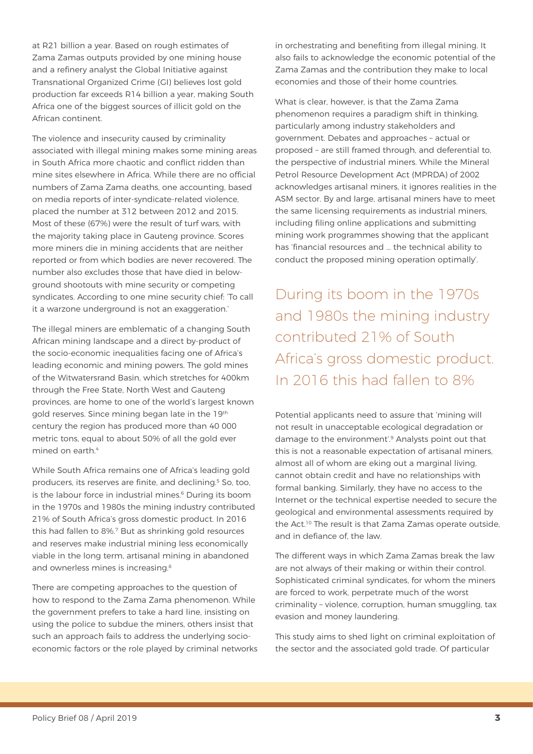at R21 billion a year. Based on rough estimates of Zama Zamas outputs provided by one mining house and a refinery analyst the Global Initiative against Transnational Organized Crime (GI) believes lost gold production far exceeds R14 billion a year, making South Africa one of the biggest sources of illicit gold on the African continent.

The violence and insecurity caused by criminality associated with illegal mining makes some mining areas in South Africa more chaotic and conflict ridden than mine sites elsewhere in Africa. While there are no official numbers of Zama Zama deaths, one accounting, based on media reports of inter-syndicate-related violence, placed the number at 312 between 2012 and 2015. Most of these (67%) were the result of turf wars, with the majority taking place in Gauteng province. Scores more miners die in mining accidents that are neither reported or from which bodies are never recovered. The number also excludes those that have died in below-ground shootouts with mine security or competing syndicates. According to one mine security chief: 'To call it a warzone underground is not an exaggeration.'

The illegal miners are emblematic of a changing South African mining landscape and a direct by-product of the socio-economic inequalities facing one of Africa's leading economic and mining powers. The gold mines of the Witwatersrand Basin, which stretches for 400km through the Free State, North West and Gauteng provinces, are home to one of the world's largest known gold reserves. Since mining began late in the 19th century the region has produced more than 40 000 metric tons, equal to about 50% of all the gold ever mined on earth.[4]

While South Africa remains one of Africa's leading gold producers, its reserves are finite, and declining.[5] So, too, is the labour force in industrial mines.[6] During its boom in the 1970s and 1980s the mining industry contributed 21% of South Africa's gross domestic product. In 2016 this had fallen to 8%.[7] But as shrinking gold resources and reserves make industrial mining less economically viable in the long term, artisanal mining in abandoned and ownerless mines is increasing.[8]

There are competing approaches to the question of how to respond to the Zama Zama phenomenon. While the government prefers to take a hard line, insisting on using the police to subdue the miners, others insist that such an approach fails to address the underlying socio-economic factors or the role played by criminal networks in orchestrating and benefiting from illegal mining. It also fails to acknowledge the economic potential of the Zama Zamas and the contribution they make to local economies and those of their home countries.

What is clear, however, is that the Zama Zama phenomenon requires a paradigm shift in thinking, particularly among industry stakeholders and government. Debates and approaches – actual or proposed – are still framed through, and deferential to, the perspective of industrial miners. While the Mineral Petrol Resource Development Act (MPRDA) of 2002 acknowledges artisanal miners, it ignores realities in the ASM sector. By and large, artisanal miners have to meet the same licensing requirements as industrial miners, including filing online applications and submitting mining work programmes showing that the applicant has 'financial resources and … the technical ability to conduct the proposed mining operation optimally'.

> During its boom in the 1970s and 1980s the mining industry contributed 21% of South Africa's gross domestic product. In 2016 this had fallen to 8%

Potential applicants need to assure that 'mining will not result in unacceptable ecological degradation or damage to the environment'.[9] Analysts point out that this is not a reasonable expectation of artisanal miners, almost all of whom are eking out a marginal living, cannot obtain credit and have no relationships with formal banking. Similarly, they have no access to the Internet or the technical expertise needed to secure the geological and environmental assessments required by the Act.[10] The result is that Zama Zamas operate outside, and in defiance of, the law.

The different ways in which Zama Zamas break the law are not always of their making or within their control. Sophisticated criminal syndicates, for whom the miners are forced to work, perpetrate much of the worst criminality – violence, corruption, human smuggling, tax evasion and money laundering.

This study aims to shed light on criminal exploitation of the sector and the associated gold trade. Of particular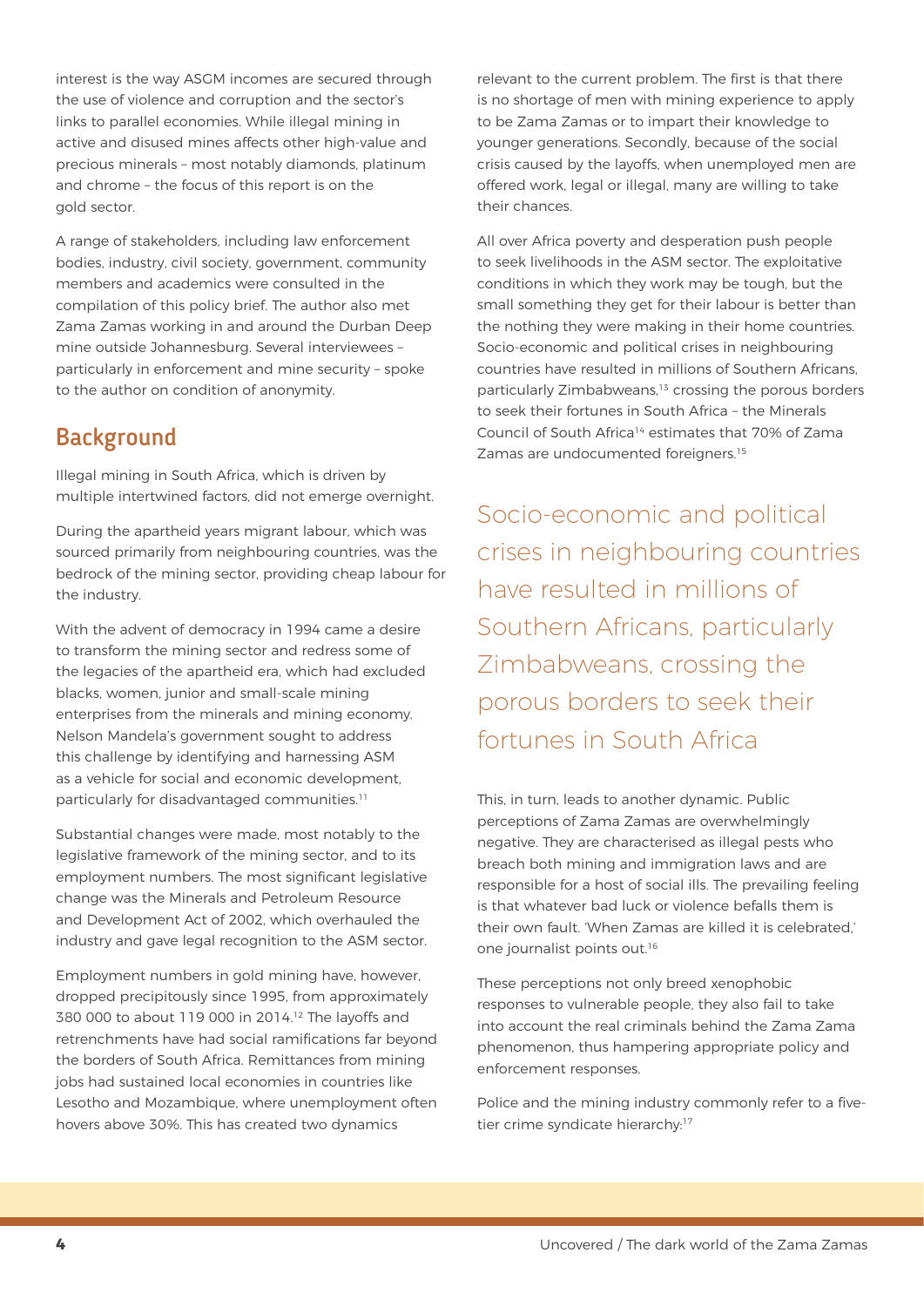interest is the way ASGM incomes are secured through the use of violence and corruption and the sector's links to parallel economies. While illegal mining in active and disused mines affects other high-value and precious minerals – most notably diamonds, platinum and chrome – the focus of this report is on the gold sector.

A range of stakeholders, including law enforcement bodies, industry, civil society, government, community members and academics were consulted in the compilation of this policy brief. The author also met Zama Zamas working in and around the Durban Deep mine outside Johannesburg. Several interviewees – particularly in enforcement and mine security – spoke to the author on condition of anonymity.

## Background

Illegal mining in South Africa, which is driven by multiple intertwined factors, did not emerge overnight.

During the apartheid years migrant labour, which was sourced primarily from neighbouring countries, was the bedrock of the mining sector, providing cheap labour for the industry.

With the advent of democracy in 1994 came a desire to transform the mining sector and redress some of the legacies of the apartheid era, which had excluded blacks, women, junior and small-scale mining enterprises from the minerals and mining economy. Nelson Mandela's government sought to address this challenge by identifying and harnessing ASM as a vehicle for social and economic development, particularly for disadvantaged communities.[11]

Substantial changes were made, most notably to the legislative framework of the mining sector, and to its employment numbers. The most significant legislative change was the Minerals and Petroleum Resource and Development Act of 2002, which overhauled the industry and gave legal recognition to the ASM sector.

Employment numbers in gold mining have, however, dropped precipitously since 1995, from approximately 380 000 to about 119 000 in 2014.[12] The layoffs and retrenchments have had social ramifications far beyond the borders of South Africa. Remittances from mining jobs had sustained local economies in countries like Lesotho and Mozambique, where unemployment often hovers above 30%. This has created two dynamics relevant to the current problem. The first is that there is no shortage of men with mining experience to apply to be Zama Zamas or to impart their knowledge to younger generations. Secondly, because of the social crisis caused by the layoffs, when unemployed men are offered work, legal or illegal, many are willing to take their chances.

All over Africa poverty and desperation push people to seek livelihoods in the ASM sector. The exploitative conditions in which they work may be tough, but the small something they get for their labour is better than the nothing they were making in their home countries. Socio-economic and political crises in neighbouring countries have resulted in millions of Southern Africans, particularly Zimbabweans,[13] crossing the porous borders to seek their fortunes in South Africa – the Minerals Council of South Africa[14] estimates that 70% of Zama Zamas are undocumented foreigners.[15]

> Socio-economic and political crises in neighbouring countries have resulted in millions of Southern Africans, particularly Zimbabweans, crossing the porous borders to seek their fortunes in South Africa

This, in turn, leads to another dynamic. Public perceptions of Zama Zamas are overwhelmingly negative. They are characterised as illegal pests who breach both mining and immigration laws and are responsible for a host of social ills. The prevailing feeling is that whatever bad luck or violence befalls them is their own fault. 'When Zamas are killed it is celebrated,' one journalist points out.[16]

These perceptions not only breed xenophobic responses to vulnerable people, they also fail to take into account the real criminals behind the Zama Zama phenomenon, thus hampering appropriate policy and enforcement responses.

Police and the mining industry commonly refer to a five-tier crime syndicate hierarchy:[17]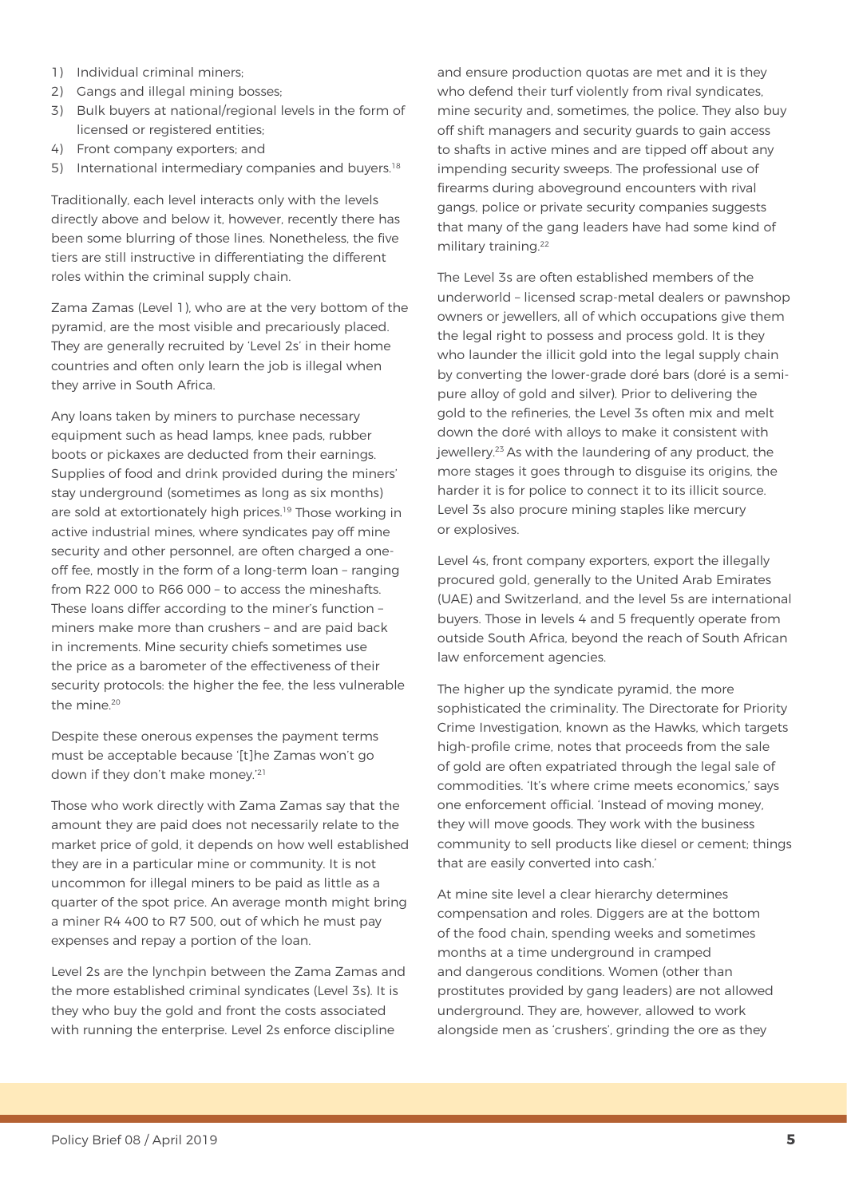1) Individual criminal miners;
2) Gangs and illegal mining bosses;
3) Bulk buyers at national/regional levels in the form of licensed or registered entities;
4) Front company exporters; and
5) International intermediary companies and buyers.[18]

Traditionally, each level interacts only with the levels directly above and below it, however, recently there has been some blurring of those lines. Nonetheless, the five tiers are still instructive in differentiating the different roles within the criminal supply chain.

Zama Zamas (Level 1), who are at the very bottom of the pyramid, are the most visible and precariously placed. They are generally recruited by 'Level 2s' in their home countries and often only learn the job is illegal when they arrive in South Africa.

Any loans taken by miners to purchase necessary equipment such as head lamps, knee pads, rubber boots or pickaxes are deducted from their earnings. Supplies of food and drink provided during the miners' stay underground (sometimes as long as six months) are sold at extortionately high prices.[19] Those working in active industrial mines, where syndicates pay off mine security and other personnel, are often charged a one-off fee, mostly in the form of a long-term loan – ranging from R22 000 to R66 000 – to access the mineshafts. These loans differ according to the miner's function – miners make more than crushers – and are paid back in increments. Mine security chiefs sometimes use the price as a barometer of the effectiveness of their security protocols: the higher the fee, the less vulnerable the mine.[20]

Despite these onerous expenses the payment terms must be acceptable because '[t]he Zamas won't go down if they don't make money.'[21]

Those who work directly with Zama Zamas say that the amount they are paid does not necessarily relate to the market price of gold, it depends on how well established they are in a particular mine or community. It is not uncommon for illegal miners to be paid as little as a quarter of the spot price. An average month might bring a miner R4 400 to R7 500, out of which he must pay expenses and repay a portion of the loan.

Level 2s are the lynchpin between the Zama Zamas and the more established criminal syndicates (Level 3s). It is they who buy the gold and front the costs associated with running the enterprise. Level 2s enforce discipline and ensure production quotas are met and it is they who defend their turf violently from rival syndicates, mine security and, sometimes, the police. They also buy off shift managers and security guards to gain access to shafts in active mines and are tipped off about any impending security sweeps. The professional use of firearms during aboveground encounters with rival gangs, police or private security companies suggests that many of the gang leaders have had some kind of military training.[22]

The Level 3s are often established members of the underworld – licensed scrap-metal dealers or pawnshop owners or jewellers, all of which occupations give them the legal right to possess and process gold. It is they who launder the illicit gold into the legal supply chain by converting the lower-grade doré bars (doré is a semi-pure alloy of gold and silver). Prior to delivering the gold to the refineries, the Level 3s often mix and melt down the doré with alloys to make it consistent with jewellery.[23] As with the laundering of any product, the more stages it goes through to disguise its origins, the harder it is for police to connect it to its illicit source. Level 3s also procure mining staples like mercury or explosives.

Level 4s, front company exporters, export the illegally procured gold, generally to the United Arab Emirates (UAE) and Switzerland, and the level 5s are international buyers. Those in levels 4 and 5 frequently operate from outside South Africa, beyond the reach of South African law enforcement agencies.

The higher up the syndicate pyramid, the more sophisticated the criminality. The Directorate for Priority Crime Investigation, known as the Hawks, which targets high-profile crime, notes that proceeds from the sale of gold are often expatriated through the legal sale of commodities. 'It's where crime meets economics,' says one enforcement official. 'Instead of moving money, they will move goods. They work with the business community to sell products like diesel or cement; things that are easily converted into cash.'

At mine site level a clear hierarchy determines compensation and roles. Diggers are at the bottom of the food chain, spending weeks and sometimes months at a time underground in cramped and dangerous conditions. Women (other than prostitutes provided by gang leaders) are not allowed underground. They are, however, allowed to work alongside men as 'crushers', grinding the ore as they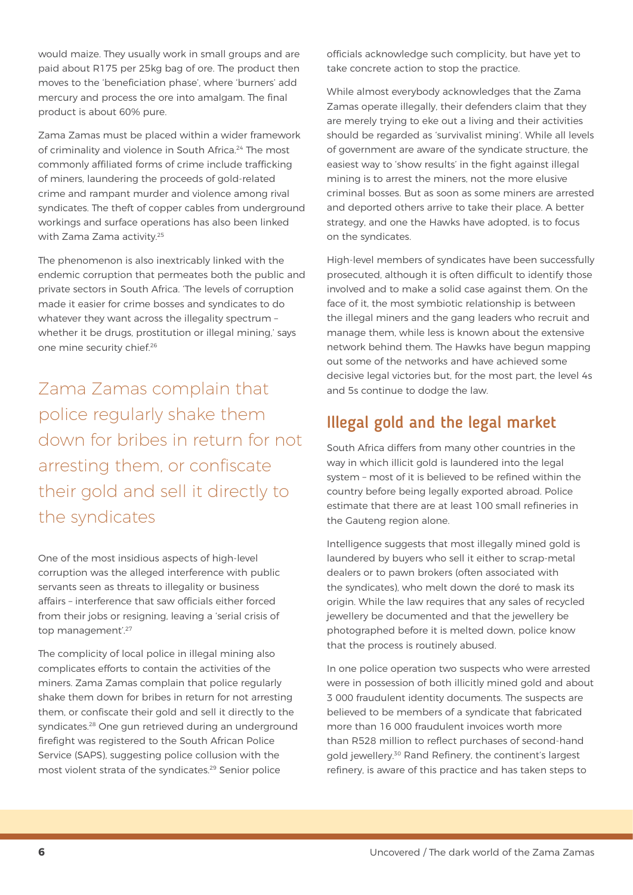would maize. They usually work in small groups and are paid about R175 per 25kg bag of ore. The product then moves to the 'beneficiation phase', where 'burners' add mercury and process the ore into amalgam. The final product is about 60% pure.

Zama Zamas must be placed within a wider framework of criminality and violence in South Africa.[24] The most commonly affiliated forms of crime include trafficking of miners, laundering the proceeds of gold-related crime and rampant murder and violence among rival syndicates. The theft of copper cables from underground workings and surface operations has also been linked with Zama Zama activity.[25]

The phenomenon is also inextricably linked with the endemic corruption that permeates both the public and private sectors in South Africa. 'The levels of corruption made it easier for crime bosses and syndicates to do whatever they want across the illegality spectrum – whether it be drugs, prostitution or illegal mining,' says one mine security chief.[26]

> Zama Zamas complain that police regularly shake them down for bribes in return for not arresting them, or confiscate their gold and sell it directly to the syndicates

One of the most insidious aspects of high-level corruption was the alleged interference with public servants seen as threats to illegality or business affairs – interference that saw officials either forced from their jobs or resigning, leaving a 'serial crisis of top management'.[27]

The complicity of local police in illegal mining also complicates efforts to contain the activities of the miners. Zama Zamas complain that police regularly shake them down for bribes in return for not arresting them, or confiscate their gold and sell it directly to the syndicates.[28] One gun retrieved during an underground firefight was registered to the South African Police Service (SAPS), suggesting police collusion with the most violent strata of the syndicates.[29] Senior police officials acknowledge such complicity, but have yet to take concrete action to stop the practice.

While almost everybody acknowledges that the Zama Zamas operate illegally, their defenders claim that they are merely trying to eke out a living and their activities should be regarded as 'survivalist mining'. While all levels of government are aware of the syndicate structure, the easiest way to 'show results' in the fight against illegal mining is to arrest the miners, not the more elusive criminal bosses. But as soon as some miners are arrested and deported others arrive to take their place. A better strategy, and one the Hawks have adopted, is to focus on the syndicates.

High-level members of syndicates have been successfully prosecuted, although it is often difficult to identify those involved and to make a solid case against them. On the face of it, the most symbiotic relationship is between the illegal miners and the gang leaders who recruit and manage them, while less is known about the extensive network behind them. The Hawks have begun mapping out some of the networks and have achieved some decisive legal victories but, for the most part, the level 4s and 5s continue to dodge the law.

## Illegal gold and the legal market

South Africa differs from many other countries in the way in which illicit gold is laundered into the legal system – most of it is believed to be refined within the country before being legally exported abroad. Police estimate that there are at least 100 small refineries in the Gauteng region alone.

Intelligence suggests that most illegally mined gold is laundered by buyers who sell it either to scrap-metal dealers or to pawn brokers (often associated with the syndicates), who melt down the doré to mask its origin. While the law requires that any sales of recycled jewellery be documented and that the jewellery be photographed before it is melted down, police know that the process is routinely abused.

In one police operation two suspects who were arrested were in possession of both illicitly mined gold and about 3 000 fraudulent identity documents. The suspects are believed to be members of a syndicate that fabricated more than 16 000 fraudulent invoices worth more than R528 million to reflect purchases of second-hand gold jewellery.[30] Rand Refinery, the continent's largest refinery, is aware of this practice and has taken steps to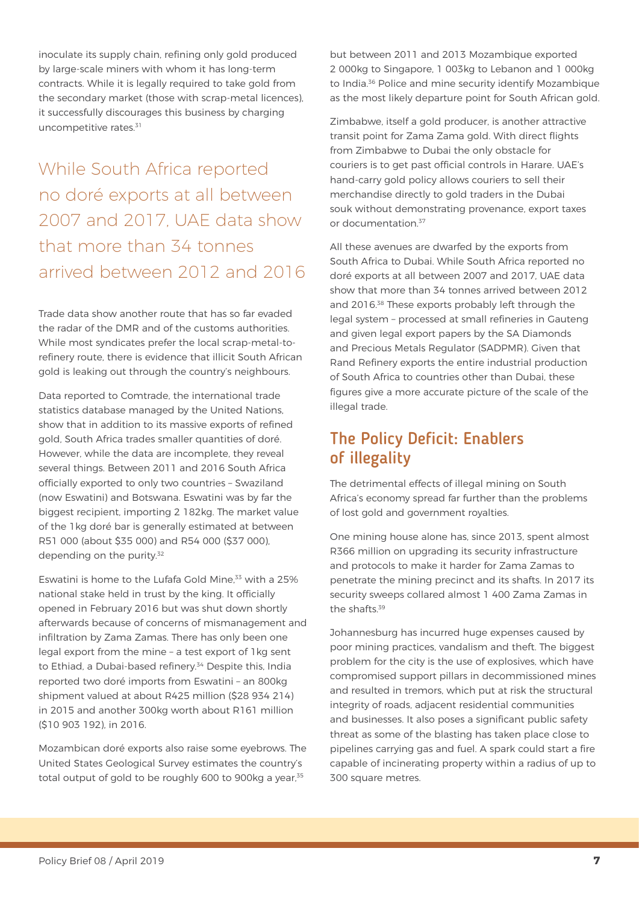inoculate its supply chain, refining only gold produced by large-scale miners with whom it has long-term contracts. While it is legally required to take gold from the secondary market (those with scrap-metal licences), it successfully discourages this business by charging uncompetitive rates.[31]

> While South Africa reported no doré exports at all between 2007 and 2017, UAE data show that more than 34 tonnes arrived between 2012 and 2016

Trade data show another route that has so far evaded the radar of the DMR and of the customs authorities. While most syndicates prefer the local scrap-metal-to-refinery route, there is evidence that illicit South African gold is leaking out through the country's neighbours.

Data reported to Comtrade, the international trade statistics database managed by the United Nations, show that in addition to its massive exports of refined gold, South Africa trades smaller quantities of doré. However, while the data are incomplete, they reveal several things. Between 2011 and 2016 South Africa officially exported to only two countries – Swaziland (now Eswatini) and Botswana. Eswatini was by far the biggest recipient, importing 2 182kg. The market value of the 1kg doré bar is generally estimated at between R51 000 (about $35 000) and R54 000 ($37 000), depending on the purity.[32]

Eswatini is home to the Lufafa Gold Mine,[33] with a 25% national stake held in trust by the king. It officially opened in February 2016 but was shut down shortly afterwards because of concerns of mismanagement and infiltration by Zama Zamas. There has only been one legal export from the mine – a test export of 1kg sent to Ethiad, a Dubai-based refinery.[34] Despite this, India reported two doré imports from Eswatini – an 800kg shipment valued at about R425 million ($28 934 214) in 2015 and another 300kg worth about R161 million ($10 903 192), in 2016.

Mozambican doré exports also raise some eyebrows. The United States Geological Survey estimates the country's total output of gold to be roughly 600 to 900kg a year,[35] but between 2011 and 2013 Mozambique exported 2 000kg to Singapore, 1 003kg to Lebanon and 1 000kg to India.[36] Police and mine security identify Mozambique as the most likely departure point for South African gold.

Zimbabwe, itself a gold producer, is another attractive transit point for Zama Zama gold. With direct flights from Zimbabwe to Dubai the only obstacle for couriers is to get past official controls in Harare. UAE's hand-carry gold policy allows couriers to sell their merchandise directly to gold traders in the Dubai souk without demonstrating provenance, export taxes or documentation.[37]

All these avenues are dwarfed by the exports from South Africa to Dubai. While South Africa reported no doré exports at all between 2007 and 2017, UAE data show that more than 34 tonnes arrived between 2012 and 2016.[38] These exports probably left through the legal system – processed at small refineries in Gauteng and given legal export papers by the SA Diamonds and Precious Metals Regulator (SADPMR). Given that Rand Refinery exports the entire industrial production of South Africa to countries other than Dubai, these figures give a more accurate picture of the scale of the illegal trade.

## The Policy Deficit: Enablers of illegality

The detrimental effects of illegal mining on South Africa's economy spread far further than the problems of lost gold and government royalties.

One mining house alone has, since 2013, spent almost R366 million on upgrading its security infrastructure and protocols to make it harder for Zama Zamas to penetrate the mining precinct and its shafts. In 2017 its security sweeps collared almost 1 400 Zama Zamas in the shafts.[39]

Johannesburg has incurred huge expenses caused by poor mining practices, vandalism and theft. The biggest problem for the city is the use of explosives, which have compromised support pillars in decommissioned mines and resulted in tremors, which put at risk the structural integrity of roads, adjacent residential communities and businesses. It also poses a significant public safety threat as some of the blasting has taken place close to pipelines carrying gas and fuel. A spark could start a fire capable of incinerating property within a radius of up to 300 square metres.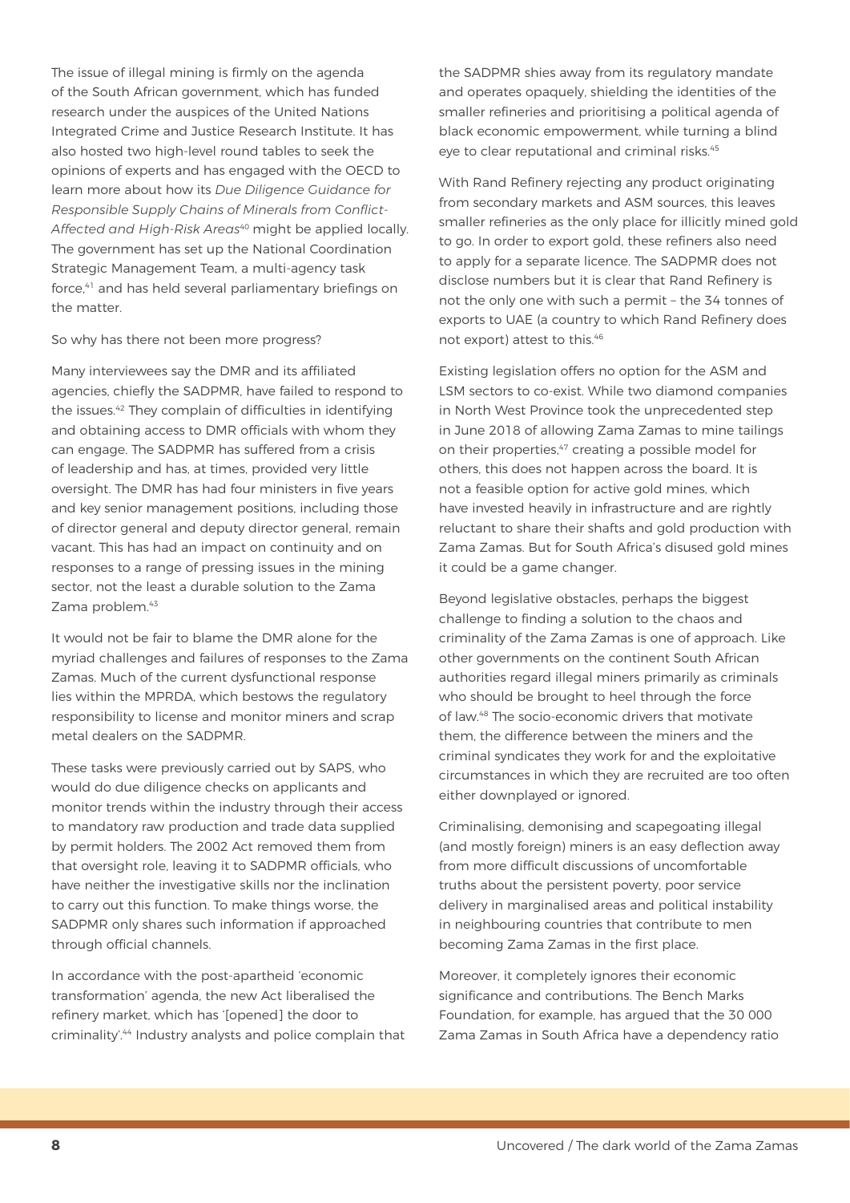The issue of illegal mining is firmly on the agenda of the South African government, which has funded research under the auspices of the United Nations Integrated Crime and Justice Research Institute. It has also hosted two high-level round tables to seek the opinions of experts and has engaged with the OECD to learn more about how its *Due Diligence Guidance for Responsible Supply Chains of Minerals from Conflict-Affected and High-Risk Areas*[40] might be applied locally. The government has set up the National Coordination Strategic Management Team, a multi-agency task force,[41] and has held several parliamentary briefings on the matter.

So why has there not been more progress?

Many interviewees say the DMR and its affiliated agencies, chiefly the SADPMR, have failed to respond to the issues.[42] They complain of difficulties in identifying and obtaining access to DMR officials with whom they can engage. The SADPMR has suffered from a crisis of leadership and has, at times, provided very little oversight. The DMR has had four ministers in five years and key senior management positions, including those of director general and deputy director general, remain vacant. This has had an impact on continuity and on responses to a range of pressing issues in the mining sector, not the least a durable solution to the Zama Zama problem.[43]

It would not be fair to blame the DMR alone for the myriad challenges and failures of responses to the Zama Zamas. Much of the current dysfunctional response lies within the MPRDA, which bestows the regulatory responsibility to license and monitor miners and scrap metal dealers on the SADPMR.

These tasks were previously carried out by SAPS, who would do due diligence checks on applicants and monitor trends within the industry through their access to mandatory raw production and trade data supplied by permit holders. The 2002 Act removed them from that oversight role, leaving it to SADPMR officials, who have neither the investigative skills nor the inclination to carry out this function. To make things worse, the SADPMR only shares such information if approached through official channels.

In accordance with the post-apartheid 'economic transformation' agenda, the new Act liberalised the refinery market, which has '[opened] the door to criminality'.[44] Industry analysts and police complain that the SADPMR shies away from its regulatory mandate and operates opaquely, shielding the identities of the smaller refineries and prioritising a political agenda of black economic empowerment, while turning a blind eye to clear reputational and criminal risks.[45]

With Rand Refinery rejecting any product originating from secondary markets and ASM sources, this leaves smaller refineries as the only place for illicitly mined gold to go. In order to export gold, these refiners also need to apply for a separate licence. The SADPMR does not disclose numbers but it is clear that Rand Refinery is not the only one with such a permit – the 34 tonnes of exports to UAE (a country to which Rand Refinery does not export) attest to this.[46]

Existing legislation offers no option for the ASM and LSM sectors to co-exist. While two diamond companies in North West Province took the unprecedented step in June 2018 of allowing Zama Zamas to mine tailings on their properties,[47] creating a possible model for others, this does not happen across the board. It is not a feasible option for active gold mines, which have invested heavily in infrastructure and are rightly reluctant to share their shafts and gold production with Zama Zamas. But for South Africa's disused gold mines it could be a game changer.

Beyond legislative obstacles, perhaps the biggest challenge to finding a solution to the chaos and criminality of the Zama Zamas is one of approach. Like other governments on the continent South African authorities regard illegal miners primarily as criminals who should be brought to heel through the force of law.[48] The socio-economic drivers that motivate them, the difference between the miners and the criminal syndicates they work for and the exploitative circumstances in which they are recruited are too often either downplayed or ignored.

Criminalising, demonising and scapegoating illegal (and mostly foreign) miners is an easy deflection away from more difficult discussions of uncomfortable truths about the persistent poverty, poor service delivery in marginalised areas and political instability in neighbouring countries that contribute to men becoming Zama Zamas in the first place.

Moreover, it completely ignores their economic significance and contributions. The Bench Marks Foundation, for example, has argued that the 30 000 Zama Zamas in South Africa have a dependency ratio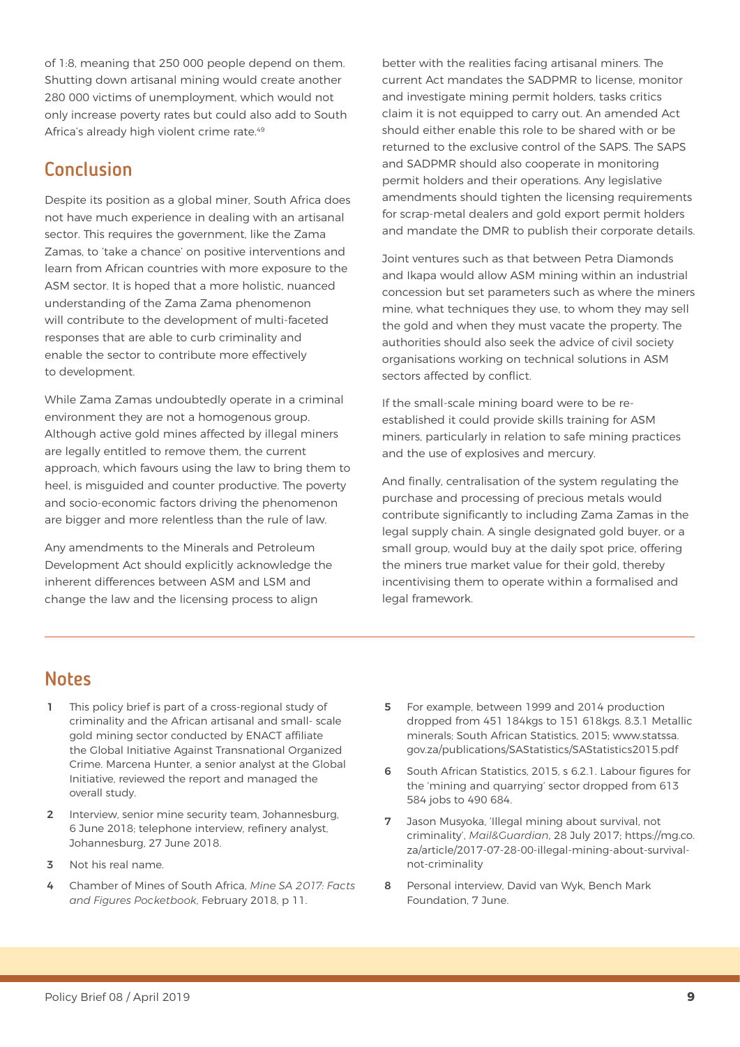of 1:8, meaning that 250 000 people depend on them. Shutting down artisanal mining would create another 280 000 victims of unemployment, which would not only increase poverty rates but could also add to South Africa's already high violent crime rate.[49]

## Conclusion

Despite its position as a global miner, South Africa does not have much experience in dealing with an artisanal sector. This requires the government, like the Zama Zamas, to 'take a chance' on positive interventions and learn from African countries with more exposure to the ASM sector. It is hoped that a more holistic, nuanced understanding of the Zama Zama phenomenon will contribute to the development of multi-faceted responses that are able to curb criminality and enable the sector to contribute more effectively to development.

While Zama Zamas undoubtedly operate in a criminal environment they are not a homogenous group. Although active gold mines affected by illegal miners are legally entitled to remove them, the current approach, which favours using the law to bring them to heel, is misguided and counter productive. The poverty and socio-economic factors driving the phenomenon are bigger and more relentless than the rule of law.

Any amendments to the Minerals and Petroleum Development Act should explicitly acknowledge the inherent differences between ASM and LSM and change the law and the licensing process to align better with the realities facing artisanal miners. The current Act mandates the SADPMR to license, monitor and investigate mining permit holders, tasks critics claim it is not equipped to carry out. An amended Act should either enable this role to be shared with or be returned to the exclusive control of the SAPS. The SAPS and SADPMR should also cooperate in monitoring permit holders and their operations. Any legislative amendments should tighten the licensing requirements for scrap-metal dealers and gold export permit holders and mandate the DMR to publish their corporate details.

Joint ventures such as that between Petra Diamonds and Ikapa would allow ASM mining within an industrial concession but set parameters such as where the miners mine, what techniques they use, to whom they may sell the gold and when they must vacate the property. The authorities should also seek the advice of civil society organisations working on technical solutions in ASM sectors affected by conflict.

If the small-scale mining board were to be re-established it could provide skills training for ASM miners, particularly in relation to safe mining practices and the use of explosives and mercury.

And finally, centralisation of the system regulating the purchase and processing of precious metals would contribute significantly to including Zama Zamas in the legal supply chain. A single designated gold buyer, or a small group, would buy at the daily spot price, offering the miners true market value for their gold, thereby incentivising them to operate within a formalised and legal framework.

## Notes

1. This policy brief is part of a cross-regional study of criminality and the African artisanal and small- scale gold mining sector conducted by ENACT affiliate the Global Initiative Against Transnational Organized Crime. Marcena Hunter, a senior analyst at the Global Initiative, reviewed the report and managed the overall study.
2. Interview, senior mine security team, Johannesburg, 6 June 2018; telephone interview, refinery analyst, Johannesburg, 27 June 2018.
3. Not his real name.
4. Chamber of Mines of South Africa, *Mine SA 2017: Facts and Figures Pocketbook*, February 2018, p 11.
5. For example, between 1999 and 2014 production dropped from 451 184kgs to 151 618kgs. 8.3.1 Metallic minerals; South African Statistics, 2015; www.statssa.gov.za/publications/SAStatistics/SAStatistics2015.pdf
6. South African Statistics, 2015, s 6.2.1. Labour figures for the 'mining and quarrying' sector dropped from 613 584 jobs to 490 684.
7. Jason Musyoka, 'Illegal mining about survival, not criminality', *Mail&Guardian*, 28 July 2017; https://mg.co.za/article/2017-07-28-00-illegal-mining-about-survival-not-criminality
8. Personal interview, David van Wyk, Bench Mark Foundation, 7 June.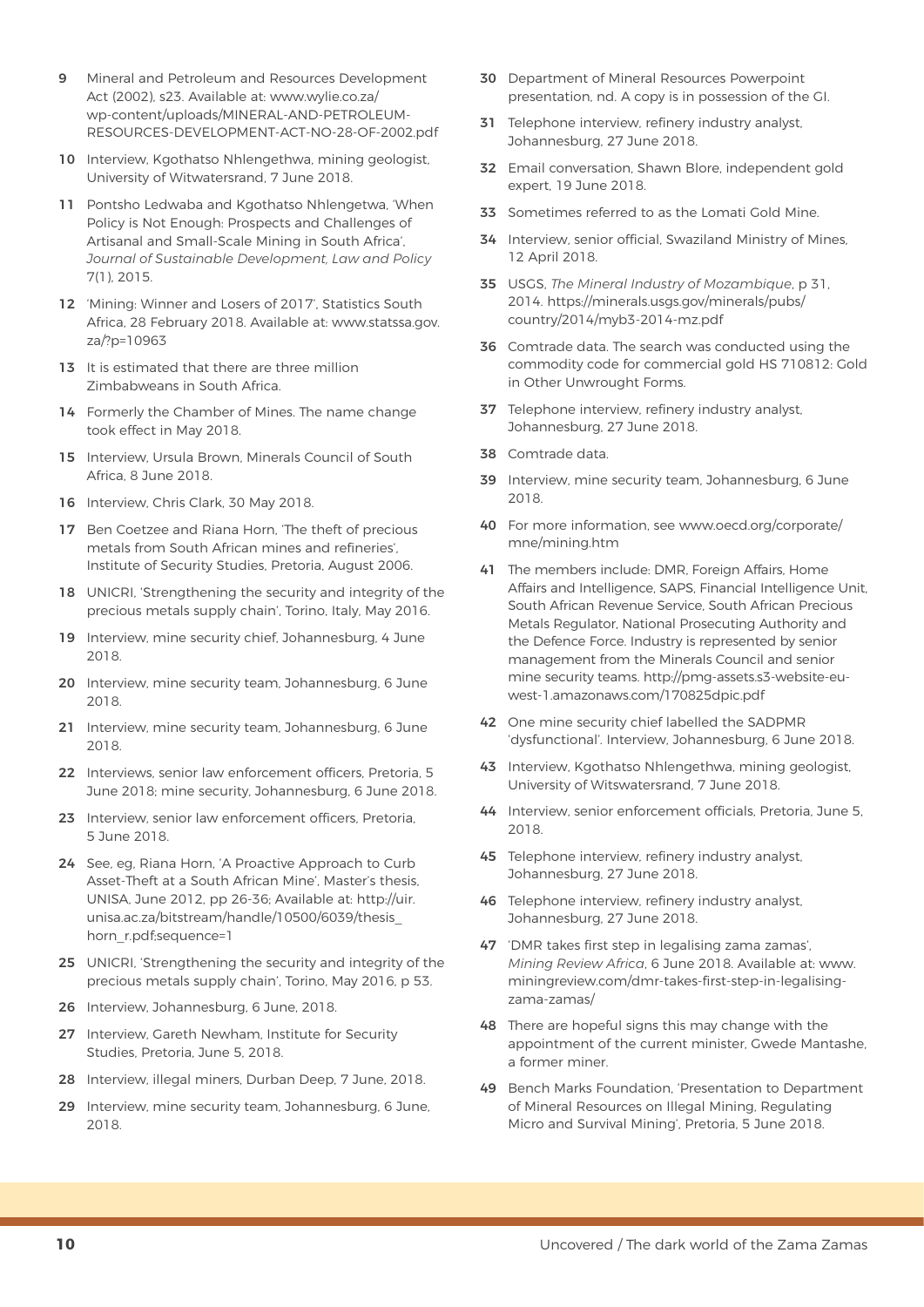9 Mineral and Petroleum and Resources Development Act (2002), s23. Available at: www.wylie.co.za/wp-content/uploads/MINERAL-AND-PETROLEUM-RESOURCES-DEVELOPMENT-ACT-NO-28-OF-2002.pdf

10 Interview, Kgothatso Nhlengethwa, mining geologist, University of Witwatersrand, 7 June 2018.

11 Pontsho Ledwaba and Kgothatso Nhlengetwa, 'When Policy is Not Enough: Prospects and Challenges of Artisanal and Small-Scale Mining in South Africa', *Journal of Sustainable Development, Law and Policy* 7(1), 2015.

12 'Mining: Winner and Losers of 2017', Statistics South Africa, 28 February 2018. Available at: www.statssa.gov.za/?p=10963

13 It is estimated that there are three million Zimbabweans in South Africa.

14 Formerly the Chamber of Mines. The name change took effect in May 2018.

15 Interview, Ursula Brown, Minerals Council of South Africa, 8 June 2018.

16 Interview, Chris Clark, 30 May 2018.

17 Ben Coetzee and Riana Horn, 'The theft of precious metals from South African mines and refineries', Institute of Security Studies, Pretoria, August 2006.

18 UNICRI, 'Strengthening the security and integrity of the precious metals supply chain', Torino, Italy, May 2016.

19 Interview, mine security chief, Johannesburg, 4 June 2018.

20 Interview, mine security team, Johannesburg, 6 June 2018.

21 Interview, mine security team, Johannesburg, 6 June 2018.

22 Interviews, senior law enforcement officers, Pretoria, 5 June 2018; mine security, Johannesburg, 6 June 2018.

23 Interview, senior law enforcement officers, Pretoria, 5 June 2018.

24 See, eg, Riana Horn, 'A Proactive Approach to Curb Asset-Theft at a South African Mine', Master's thesis, UNISA, June 2012, pp 26-36; Available at: http://uir.unisa.ac.za/bitstream/handle/10500/6039/thesis_horn_r.pdf;sequence=1

25 UNICRI, 'Strengthening the security and integrity of the precious metals supply chain', Torino, May 2016, p 53.

26 Interview, Johannesburg, 6 June, 2018.

27 Interview, Gareth Newham, Institute for Security Studies, Pretoria, June 5, 2018.

28 Interview, illegal miners, Durban Deep, 7 June, 2018.

29 Interview, mine security team, Johannesburg, 6 June, 2018.

30 Department of Mineral Resources Powerpoint presentation, nd. A copy is in possession of the GI.

31 Telephone interview, refinery industry analyst, Johannesburg, 27 June 2018.

32 Email conversation, Shawn Blore, independent gold expert, 19 June 2018.

33 Sometimes referred to as the Lomati Gold Mine.

34 Interview, senior official, Swaziland Ministry of Mines, 12 April 2018.

35 USGS, *The Mineral Industry of Mozambique*, p 31, 2014. https://minerals.usgs.gov/minerals/pubs/country/2014/myb3-2014-mz.pdf

36 Comtrade data. The search was conducted using the commodity code for commercial gold HS 710812: Gold in Other Unwrought Forms.

37 Telephone interview, refinery industry analyst, Johannesburg, 27 June 2018.

38 Comtrade data.

39 Interview, mine security team, Johannesburg, 6 June 2018.

40 For more information, see www.oecd.org/corporate/mne/mining.htm

41 The members include: DMR, Foreign Affairs, Home Affairs and Intelligence, SAPS, Financial Intelligence Unit, South African Revenue Service, South African Precious Metals Regulator, National Prosecuting Authority and the Defence Force. Industry is represented by senior management from the Minerals Council and senior mine security teams. http://pmg-assets.s3-website-eu-west-1.amazonaws.com/170825dpic.pdf

42 One mine security chief labelled the SADPMR 'dysfunctional'. Interview, Johannesburg, 6 June 2018.

43 Interview, Kgothatso Nhlengethwa, mining geologist, University of Witswatersrand, 7 June 2018.

44 Interview, senior enforcement officials, Pretoria, June 5, 2018.

45 Telephone interview, refinery industry analyst, Johannesburg, 27 June 2018.

46 Telephone interview, refinery industry analyst, Johannesburg, 27 June 2018.

47 'DMR takes first step in legalising zama zamas', *Mining Review Africa*, 6 June 2018. Available at: www.miningreview.com/dmr-takes-first-step-in-legalising-zama-zamas/

48 There are hopeful signs this may change with the appointment of the current minister, Gwede Mantashe, a former miner.

49 Bench Marks Foundation, 'Presentation to Department of Mineral Resources on Illegal Mining, Regulating Micro and Survival Mining', Pretoria, 5 June 2018.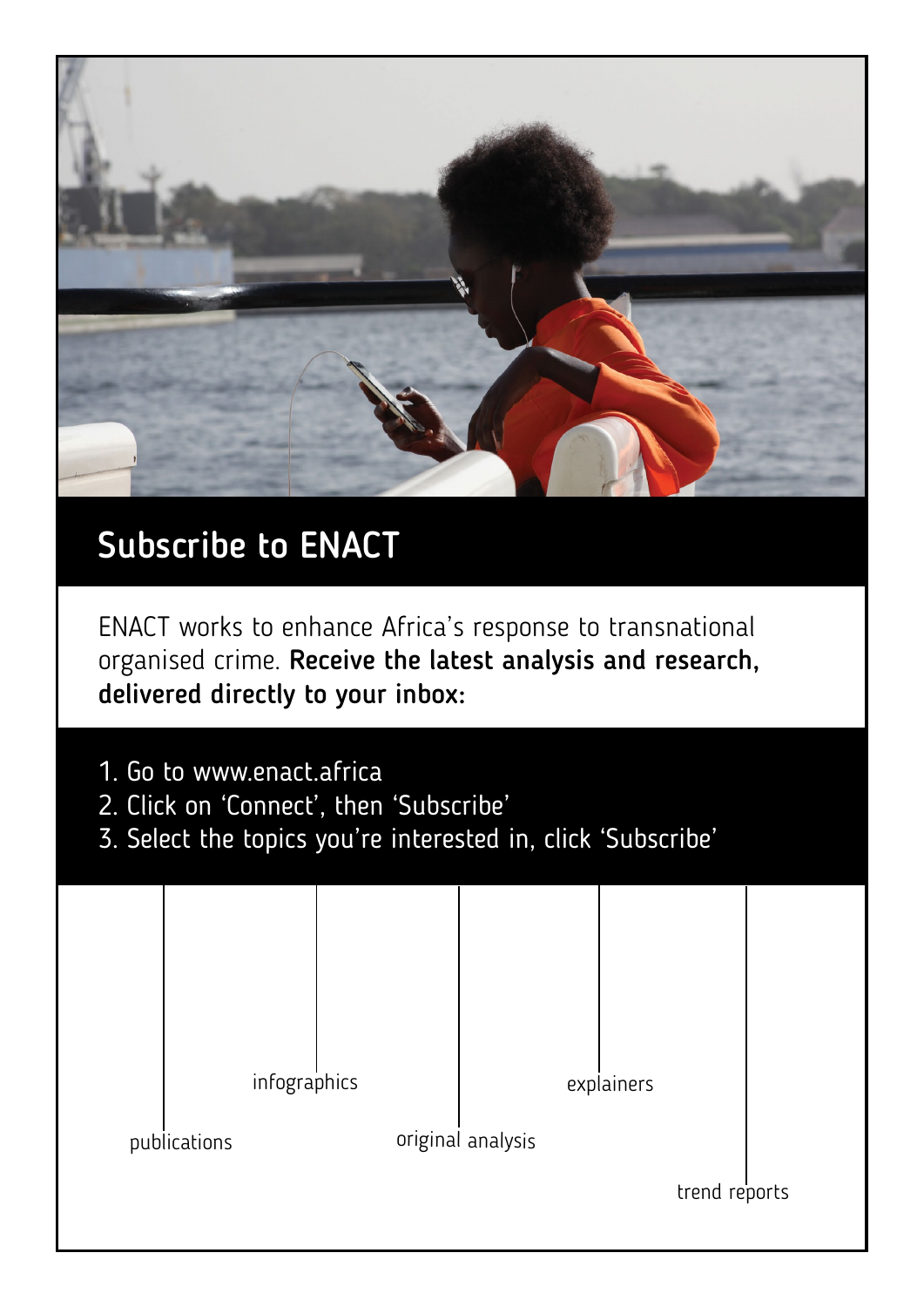## Subscribe to ENACT

ENACT works to enhance Africa's response to transnational organised crime. **Receive the latest analysis and research, delivered directly to your inbox:**

1. Go to www.enact.africa
2. Click on 'Connect', then 'Subscribe'
3. Select the topics you're interested in, click 'Subscribe'

infographics

explainers

publications

original analysis

trend reports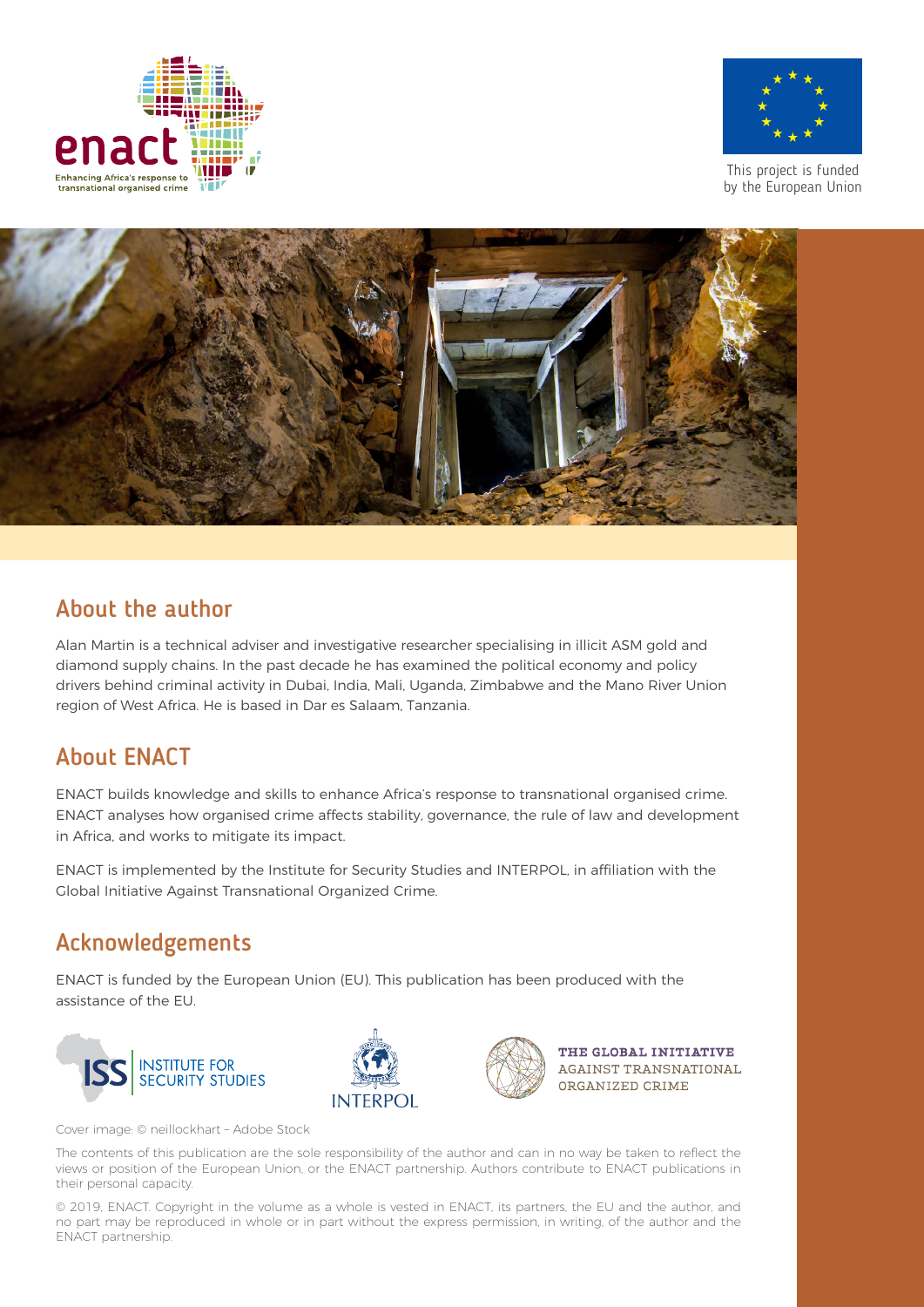enact

Enhancing Africa's response to transnational organised crime

This project is funded by the European Union

## About the author

Alan Martin is a technical adviser and investigative researcher specialising in illicit ASM gold and diamond supply chains. In the past decade he has examined the political economy and policy drivers behind criminal activity in Dubai, India, Mali, Uganda, Zimbabwe and the Mano River Union region of West Africa. He is based in Dar es Salaam, Tanzania.

## About ENACT

ENACT builds knowledge and skills to enhance Africa's response to transnational organised crime. ENACT analyses how organised crime affects stability, governance, the rule of law and development in Africa, and works to mitigate its impact.

ENACT is implemented by the Institute for Security Studies and INTERPOL, in affiliation with the Global Initiative Against Transnational Organized Crime.

## Acknowledgements

ENACT is funded by the European Union (EU). This publication has been produced with the assistance of the EU.

ISS INSTITUTE FOR SECURITY STUDIES

INTERPOL

THE GLOBAL INITIATIVE AGAINST TRANSNATIONAL ORGANIZED CRIME

Cover image: © neillockhart – Adobe Stock

The contents of this publication are the sole responsibility of the author and can in no way be taken to reflect the views or position of the European Union, or the ENACT partnership. Authors contribute to ENACT publications in their personal capacity.

© 2019, ENACT. Copyright in the volume as a whole is vested in ENACT, its partners, the EU and the author, and no part may be reproduced in whole or in part without the express permission, in writing, of the author and the ENACT partnership.